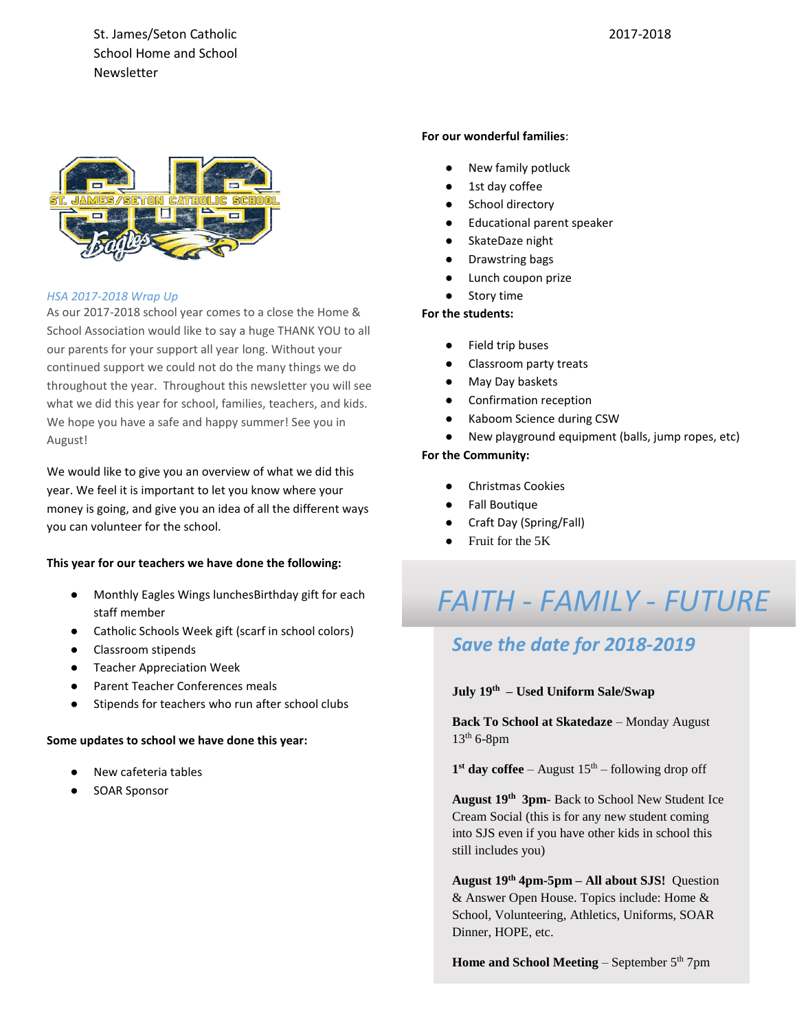St. James/Seton Catholic School Home and School Newsletter

2017-2018

*HSA 2017-2018 Wrap Up*

As our 2017-2018 school year comes to a close the Home & School Association would like to say a huge THANK YOU to all our parents for your support all year long. Without your continued support we could not do the many things we do throughout the year. Throughout this newsletter you will see what we did this year for school, families, teachers, and kids. We hope you have a safe and happy summer! See you in August!

We would like to give you an overview of what we did this year. We feel it is important to let you know where your money is going, and give you an idea of all the different ways you can volunteer for the school.

**This year for our teachers we have done the following:**

- Monthly Eagles Wings lunchesBirthday gift for each staff member
- Catholic Schools Week gift (scarf in school colors)
- Classroom stipends
- Teacher Appreciation Week
- Parent Teacher Conferences meals
- Stipends for teachers who run after school clubs

**Some updates to school we have done this year:**

- New cafeteria tables
- SOAR Sponsor

**For our wonderful families**:

- New family potluck
- 1st day coffee
- School directory
- Educational parent speaker
- SkateDaze night
- Drawstring bags
- Lunch coupon prize
- Story time

**For the students:**

- Field trip buses
- Classroom party treats
- May Day baskets
- Confirmation reception
- Kaboom Science during CSW
- New playground equipment (balls, jump ropes, etc)

**For the Community:**

- Christmas Cookies
- Fall Boutique
- Craft Day (Spring/Fall)
- Fruit for the 5K

# *FAITH - FAMILY - FUTURE*

## *Save the date for 2018-2019*

**July 19th – Used Uniform Sale/Swap**

**Back To School at Skatedaze** – Monday August 13th 6-8pm

**1st day coffee** – August 15th – following drop off

**August 19th 3pm**- Back to School New Student Ice Cream Social (this is for any new student coming into SJS even if you have other kids in school this still includes you)

**August 19th 4pm-5pm – All about SJS!** Question & Answer Open House. Topics include: Home & School, Volunteering, Athletics, Uniforms, SOAR Dinner, HOPE, etc.

**Home and School Meeting** – September 5th 7pm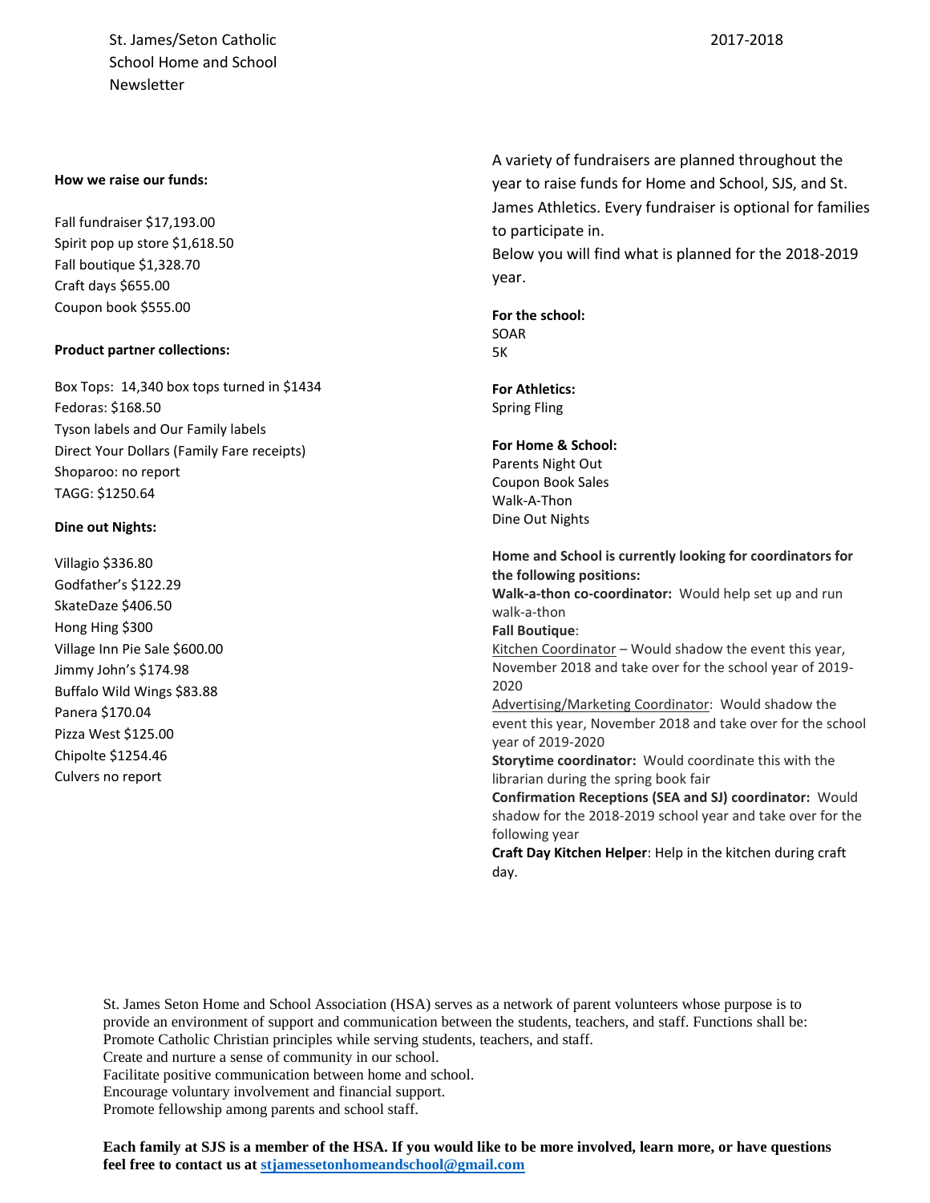St. James/Seton Catholic School Home and School Newsletter

2017-2018

**How we raise our funds:**

Fall fundraiser $17,193.00
Spirit pop up store $1,618.50
Fall boutique $1,328.70
Craft days $655.00
Coupon book $555.00

**Product partner collections:**

Box Tops: 14,340 box tops turned in $1434
Fedoras: $168.50
Tyson labels and Our Family labels
Direct Your Dollars (Family Fare receipts)
Shoparoo: no report
TAGG: $1250.64

**Dine out Nights:**

Villagio $336.80
Godfather's $122.29
SkateDaze $406.50
Hong Hing $300
Village Inn Pie Sale $600.00
Jimmy John's $174.98
Buffalo Wild Wings $83.88
Panera $170.04
Pizza West $125.00
Chipolte $1254.46
Culvers no report

A variety of fundraisers are planned throughout the year to raise funds for Home and School, SJS, and St. James Athletics. Every fundraiser is optional for families to participate in.
Below you will find what is planned for the 2018-2019 year.

**For the school:**
SOAR
5K

**For Athletics:**
Spring Fling

**For Home & School:**
Parents Night Out
Coupon Book Sales
Walk-A-Thon
Dine Out Nights

**Home and School is currently looking for coordinators for the following positions:**

**Walk-a-thon co-coordinator:** Would help set up and run walk-a-thon

**Fall Boutique**:
Kitchen Coordinator – Would shadow the event this year, November 2018 and take over for the school year of 2019-2020
Advertising/Marketing Coordinator: Would shadow the event this year, November 2018 and take over for the school year of 2019-2020

**Storytime coordinator:** Would coordinate this with the librarian during the spring book fair

**Confirmation Receptions (SEA and SJ) coordinator:** Would shadow for the 2018-2019 school year and take over for the following year

**Craft Day Kitchen Helper**: Help in the kitchen during craft day.

St. James Seton Home and School Association (HSA) serves as a network of parent volunteers whose purpose is to provide an environment of support and communication between the students, teachers, and staff. Functions shall be:
Promote Catholic Christian principles while serving students, teachers, and staff.
Create and nurture a sense of community in our school.
Facilitate positive communication between home and school.
Encourage voluntary involvement and financial support.
Promote fellowship among parents and school staff.

**Each family at SJS is a member of the HSA. If you would like to be more involved, learn more, or have questions feel free to contact us at stjamessetonhomeandschool@gmail.com**